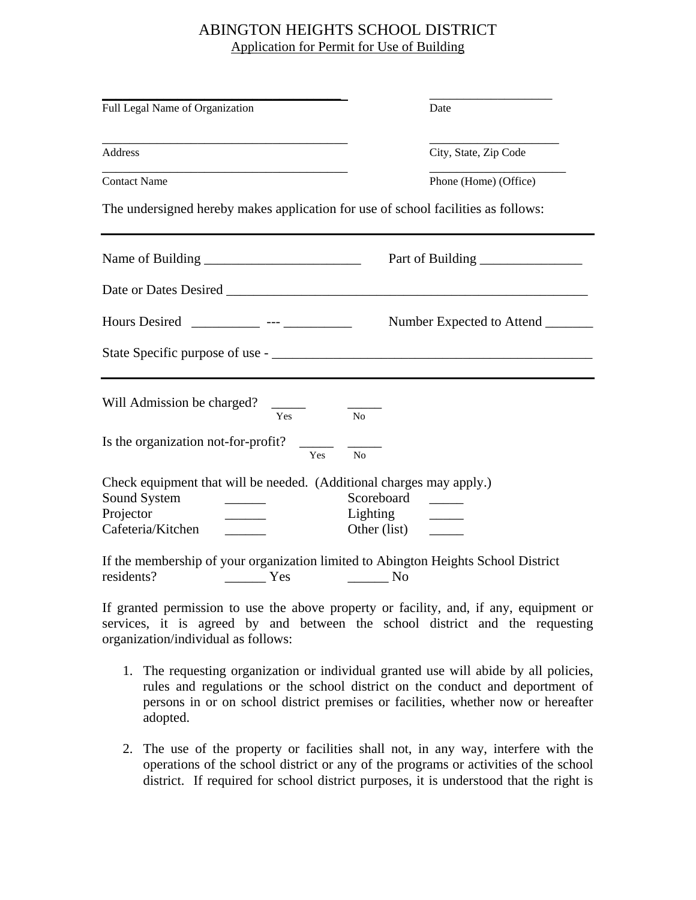# ABINGTON HEIGHTS SCHOOL DISTRICT

Application for Permit for Use of Building

_____________________________________ Full Legal Name of Organization

___________________ Date

_____________________________________ Address

____________________ City, State, Zip Code

_____________________________________ Contact Name

_____________________ Phone (Home) (Office)

The undersigned hereby makes application for use of school facilities as follows:

---

Name of Building ______________________ Part of Building ______________

Date or Dates Desired ______________________________________________________

Hours Desired __________ --- __________ Number Expected to Attend _______

State Specific purpose of use - ____________________________________________

---

Will Admission be charged? _____ Yes _____ No

Is the organization not-for-profit? _____ Yes _____ No

Check equipment that will be needed. (Additional charges may apply.)

| | | | |
|---|---|---|---|
| Sound System | ______ | Scoreboard | _____ |
| Projector | ______ | Lighting | _____ |
| Cafeteria/Kitchen | ______ | Other (list) | _____ |

If the membership of your organization limited to Abington Heights School District residents? ______ Yes ______ No

If granted permission to use the above property or facility, and, if any, equipment or services, it is agreed by and between the school district and the requesting organization/individual as follows:

1. The requesting organization or individual granted use will abide by all policies, rules and regulations or the school district on the conduct and deportment of persons in or on school district premises or facilities, whether now or hereafter adopted.

2. The use of the property or facilities shall not, in any way, interfere with the operations of the school district or any of the programs or activities of the school district. If required for school district purposes, it is understood that the right is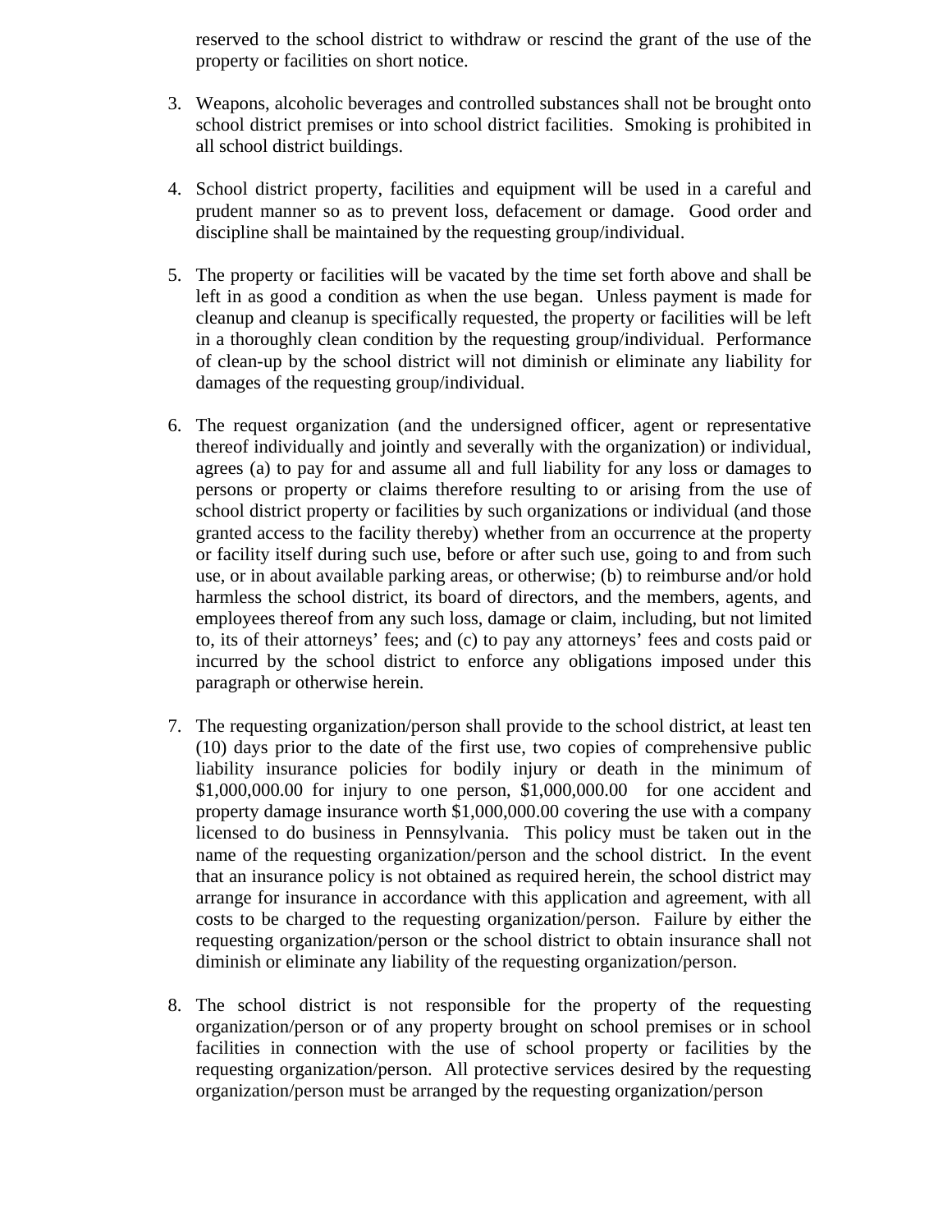reserved to the school district to withdraw or rescind the grant of the use of the property or facilities on short notice.

3. Weapons, alcoholic beverages and controlled substances shall not be brought onto school district premises or into school district facilities. Smoking is prohibited in all school district buildings.

4. School district property, facilities and equipment will be used in a careful and prudent manner so as to prevent loss, defacement or damage. Good order and discipline shall be maintained by the requesting group/individual.

5. The property or facilities will be vacated by the time set forth above and shall be left in as good a condition as when the use began. Unless payment is made for cleanup and cleanup is specifically requested, the property or facilities will be left in a thoroughly clean condition by the requesting group/individual. Performance of clean-up by the school district will not diminish or eliminate any liability for damages of the requesting group/individual.

6. The request organization (and the undersigned officer, agent or representative thereof individually and jointly and severally with the organization) or individual, agrees (a) to pay for and assume all and full liability for any loss or damages to persons or property or claims therefore resulting to or arising from the use of school district property or facilities by such organizations or individual (and those granted access to the facility thereby) whether from an occurrence at the property or facility itself during such use, before or after such use, going to and from such use, or in about available parking areas, or otherwise; (b) to reimburse and/or hold harmless the school district, its board of directors, and the members, agents, and employees thereof from any such loss, damage or claim, including, but not limited to, its of their attorneys' fees; and (c) to pay any attorneys' fees and costs paid or incurred by the school district to enforce any obligations imposed under this paragraph or otherwise herein.

7. The requesting organization/person shall provide to the school district, at least ten (10) days prior to the date of the first use, two copies of comprehensive public liability insurance policies for bodily injury or death in the minimum of $1,000,000.00 for injury to one person, $1,000,000.00 for one accident and property damage insurance worth $1,000,000.00 covering the use with a company licensed to do business in Pennsylvania. This policy must be taken out in the name of the requesting organization/person and the school district. In the event that an insurance policy is not obtained as required herein, the school district may arrange for insurance in accordance with this application and agreement, with all costs to be charged to the requesting organization/person. Failure by either the requesting organization/person or the school district to obtain insurance shall not diminish or eliminate any liability of the requesting organization/person.

8. The school district is not responsible for the property of the requesting organization/person or of any property brought on school premises or in school facilities in connection with the use of school property or facilities by the requesting organization/person. All protective services desired by the requesting organization/person must be arranged by the requesting organization/person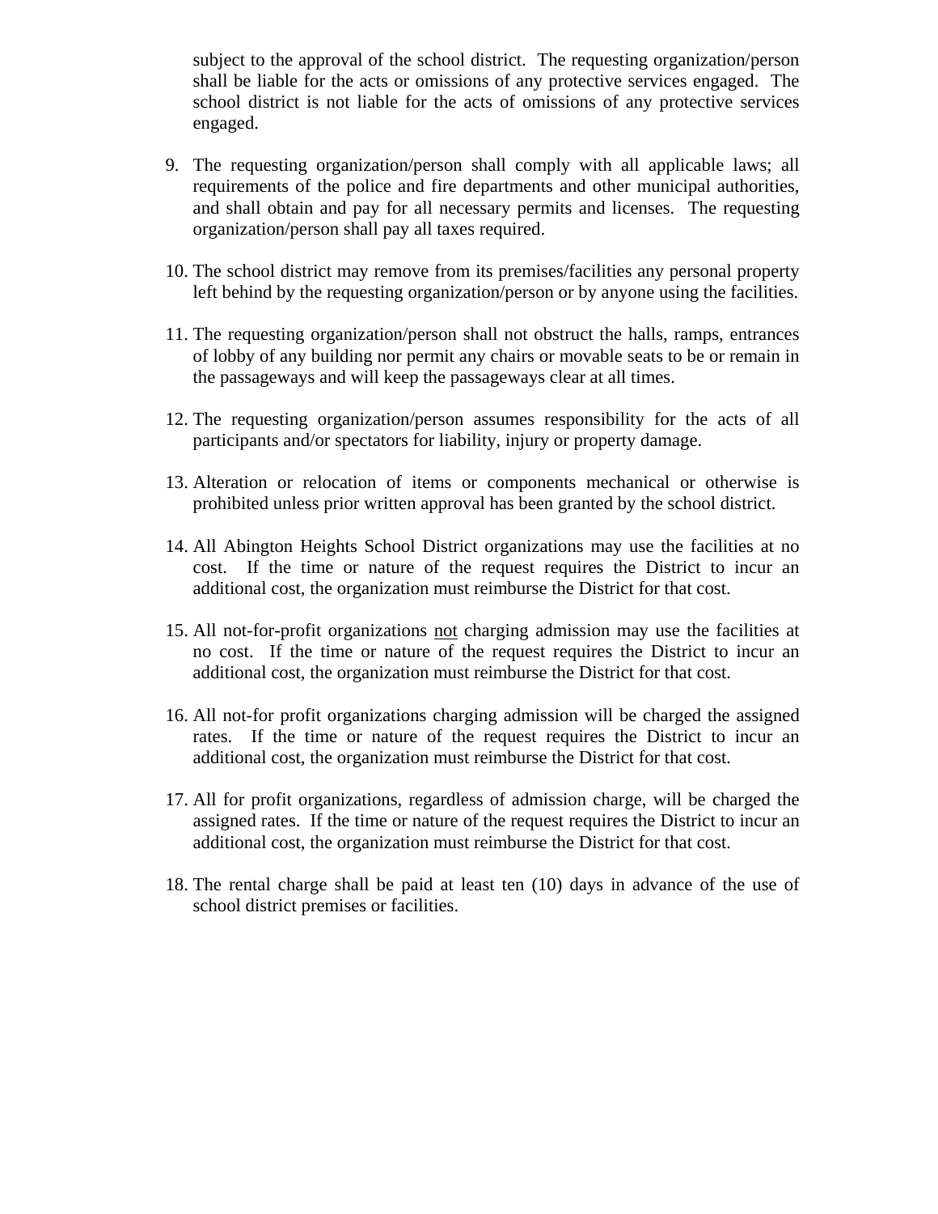subject to the approval of the school district. The requesting organization/person shall be liable for the acts or omissions of any protective services engaged. The school district is not liable for the acts of omissions of any protective services engaged.

9. The requesting organization/person shall comply with all applicable laws; all requirements of the police and fire departments and other municipal authorities, and shall obtain and pay for all necessary permits and licenses. The requesting organization/person shall pay all taxes required.

10. The school district may remove from its premises/facilities any personal property left behind by the requesting organization/person or by anyone using the facilities.

11. The requesting organization/person shall not obstruct the halls, ramps, entrances of lobby of any building nor permit any chairs or movable seats to be or remain in the passageways and will keep the passageways clear at all times.

12. The requesting organization/person assumes responsibility for the acts of all participants and/or spectators for liability, injury or property damage.

13. Alteration or relocation of items or components mechanical or otherwise is prohibited unless prior written approval has been granted by the school district.

14. All Abington Heights School District organizations may use the facilities at no cost. If the time or nature of the request requires the District to incur an additional cost, the organization must reimburse the District for that cost.

15. All not-for-profit organizations <u>not</u> charging admission may use the facilities at no cost. If the time or nature of the request requires the District to incur an additional cost, the organization must reimburse the District for that cost.

16. All not-for profit organizations charging admission will be charged the assigned rates. If the time or nature of the request requires the District to incur an additional cost, the organization must reimburse the District for that cost.

17. All for profit organizations, regardless of admission charge, will be charged the assigned rates. If the time or nature of the request requires the District to incur an additional cost, the organization must reimburse the District for that cost.

18. The rental charge shall be paid at least ten (10) days in advance of the use of school district premises or facilities.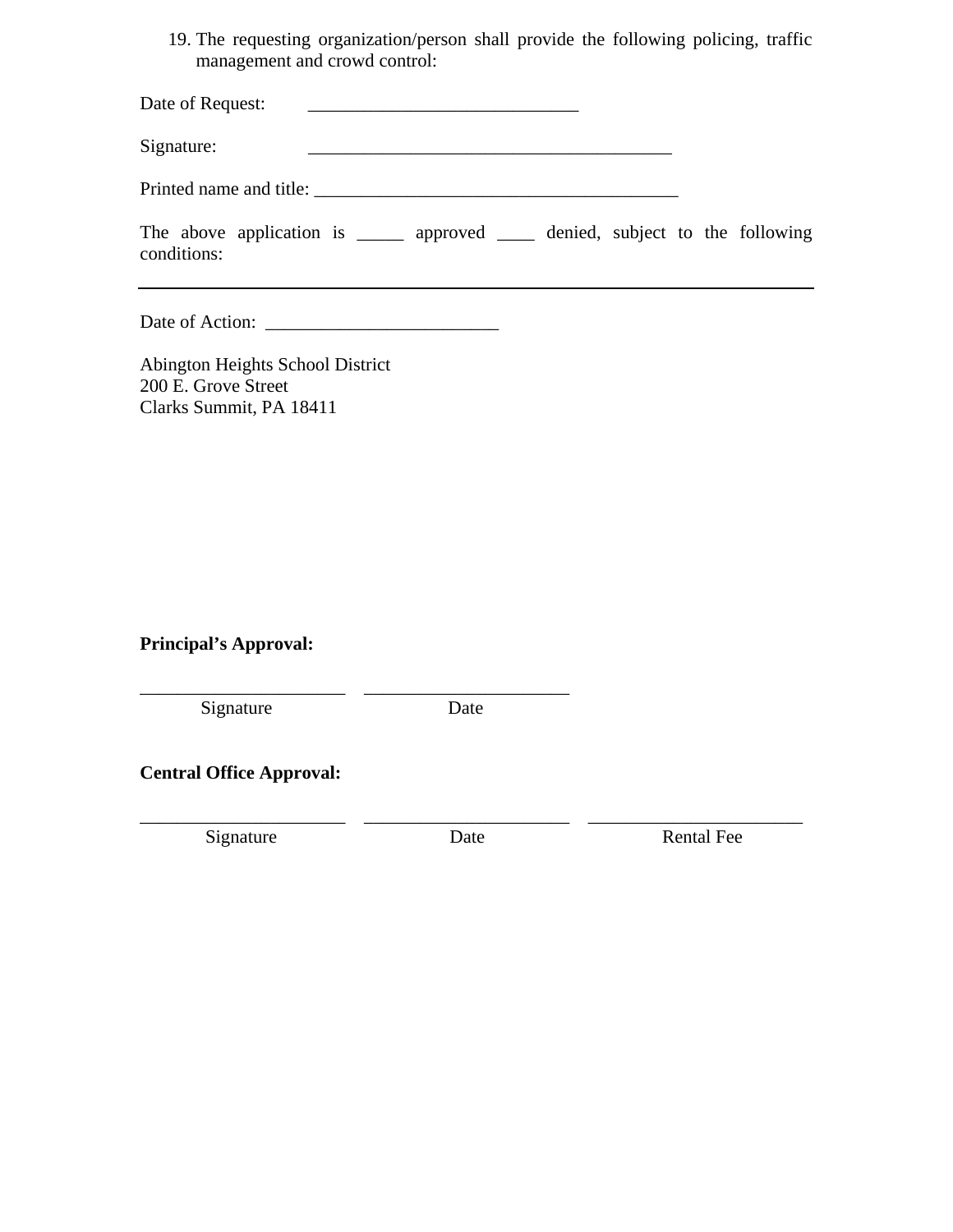19. The requesting organization/person shall provide the following policing, traffic management and crowd control:

Date of Request: ____________________________

Signature: ________________________________________

Printed name and title: ________________________________________

The above application is _____ approved ____ denied, subject to the following conditions:

---

Date of Action: ________________________

Abington Heights School District
200 E. Grove Street
Clarks Summit, PA 18411

**Principal's Approval:**

| | |
|---|---|
| ______________________ | ______________________ |
| Signature | Date |

**Central Office Approval:**

| | | |
|---|---|---|
| ______________________ | ______________________ | ______________________ |
| Signature | Date | Rental Fee |